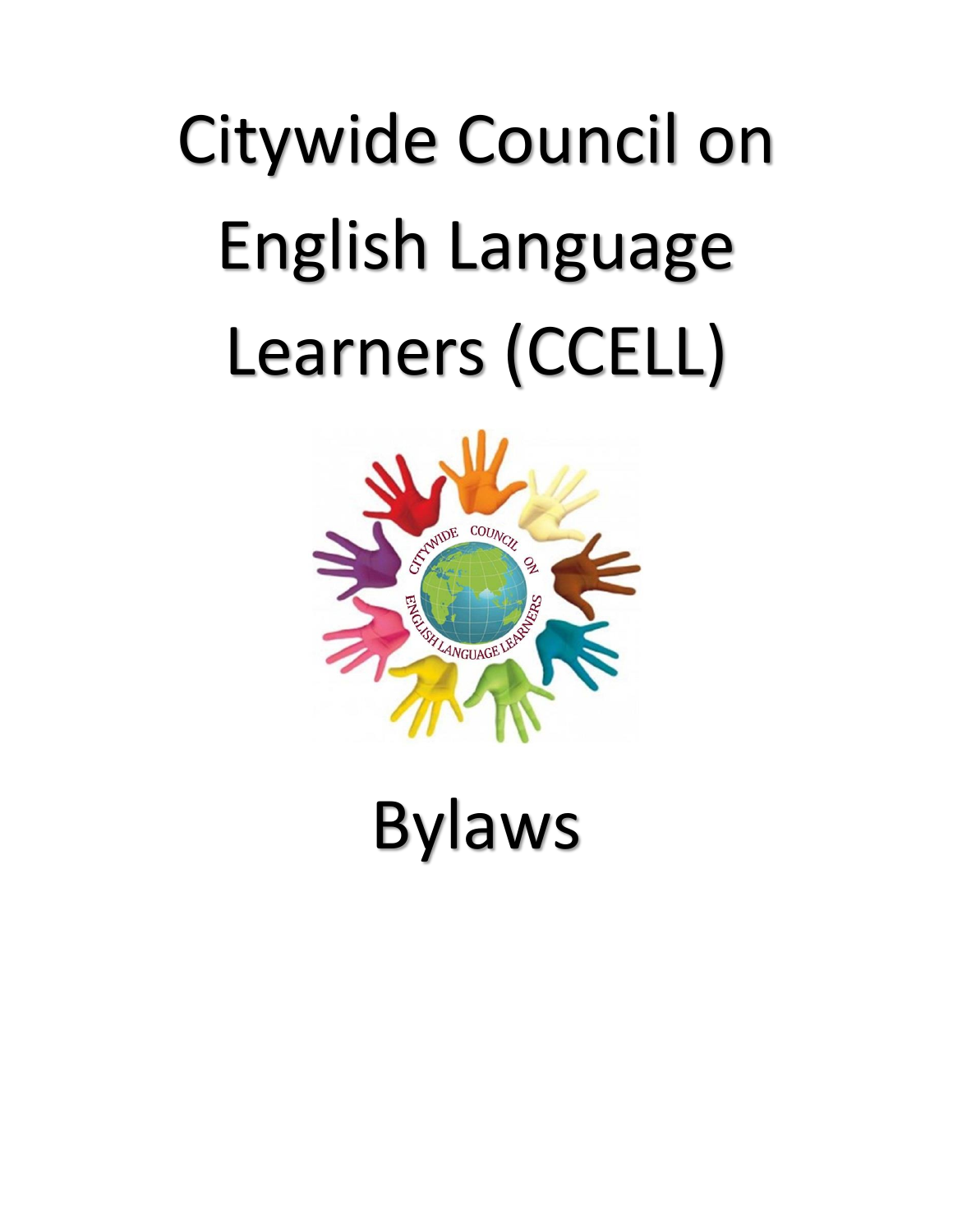# Citywide Council on English Language Learners (CCELL)

# Bylaws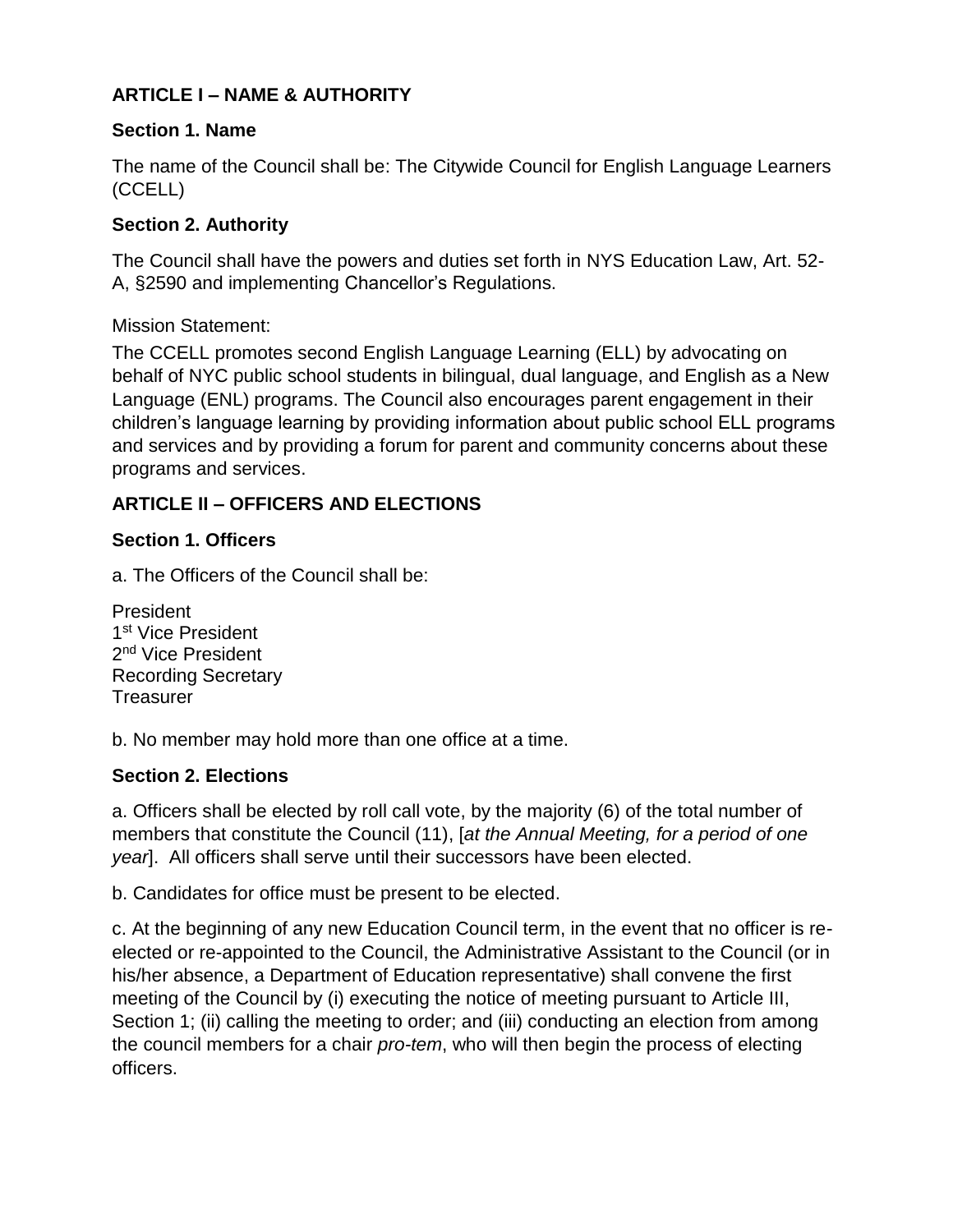### ARTICLE I – NAME & AUTHORITY

#### Section 1. Name

The name of the Council shall be: The Citywide Council for English Language Learners (CCELL)

#### Section 2. Authority

The Council shall have the powers and duties set forth in NYS Education Law, Art. 52-A, §2590 and implementing Chancellor's Regulations.

Mission Statement:

The CCELL promotes second English Language Learning (ELL) by advocating on behalf of NYC public school students in bilingual, dual language, and English as a New Language (ENL) programs. The Council also encourages parent engagement in their children's language learning by providing information about public school ELL programs and services and by providing a forum for parent and community concerns about these programs and services.

### ARTICLE II – OFFICERS AND ELECTIONS

#### Section 1. Officers

a. The Officers of the Council shall be:

President
1st Vice President
2nd Vice President
Recording Secretary
Treasurer

b. No member may hold more than one office at a time.

#### Section 2. Elections

a. Officers shall be elected by roll call vote, by the majority (6) of the total number of members that constitute the Council (11), [*at the Annual Meeting, for a period of one year*]. All officers shall serve until their successors have been elected.

b. Candidates for office must be present to be elected.

c. At the beginning of any new Education Council term, in the event that no officer is re-elected or re-appointed to the Council, the Administrative Assistant to the Council (or in his/her absence, a Department of Education representative) shall convene the first meeting of the Council by (i) executing the notice of meeting pursuant to Article III, Section 1; (ii) calling the meeting to order; and (iii) conducting an election from among the council members for a chair *pro-tem*, who will then begin the process of electing officers.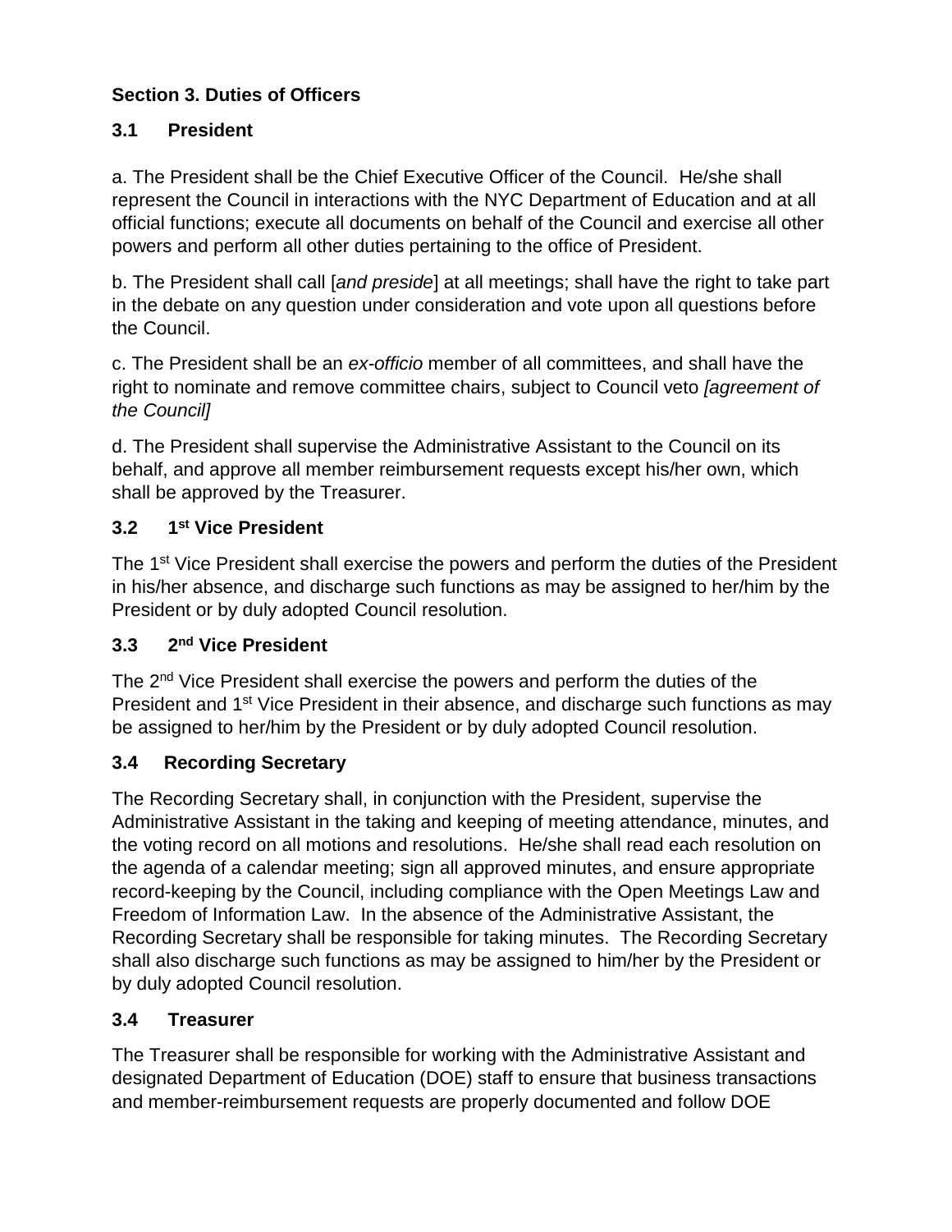**Section 3. Duties of Officers**

**3.1 President**

a. The President shall be the Chief Executive Officer of the Council. He/she shall represent the Council in interactions with the NYC Department of Education and at all official functions; execute all documents on behalf of the Council and exercise all other powers and perform all other duties pertaining to the office of President.

b. The President shall call [*and preside*] at all meetings; shall have the right to take part in the debate on any question under consideration and vote upon all questions before the Council.

c. The President shall be an *ex-officio* member of all committees, and shall have the right to nominate and remove committee chairs, subject to Council veto *[agreement of the Council]*

d. The President shall supervise the Administrative Assistant to the Council on its behalf, and approve all member reimbursement requests except his/her own, which shall be approved by the Treasurer.

**3.2 1st Vice President**

The 1st Vice President shall exercise the powers and perform the duties of the President in his/her absence, and discharge such functions as may be assigned to her/him by the President or by duly adopted Council resolution.

**3.3 2nd Vice President**

The 2nd Vice President shall exercise the powers and perform the duties of the President and 1st Vice President in their absence, and discharge such functions as may be assigned to her/him by the President or by duly adopted Council resolution.

**3.4 Recording Secretary**

The Recording Secretary shall, in conjunction with the President, supervise the Administrative Assistant in the taking and keeping of meeting attendance, minutes, and the voting record on all motions and resolutions. He/she shall read each resolution on the agenda of a calendar meeting; sign all approved minutes, and ensure appropriate record-keeping by the Council, including compliance with the Open Meetings Law and Freedom of Information Law. In the absence of the Administrative Assistant, the Recording Secretary shall be responsible for taking minutes. The Recording Secretary shall also discharge such functions as may be assigned to him/her by the President or by duly adopted Council resolution.

**3.4 Treasurer**

The Treasurer shall be responsible for working with the Administrative Assistant and designated Department of Education (DOE) staff to ensure that business transactions and member-reimbursement requests are properly documented and follow DOE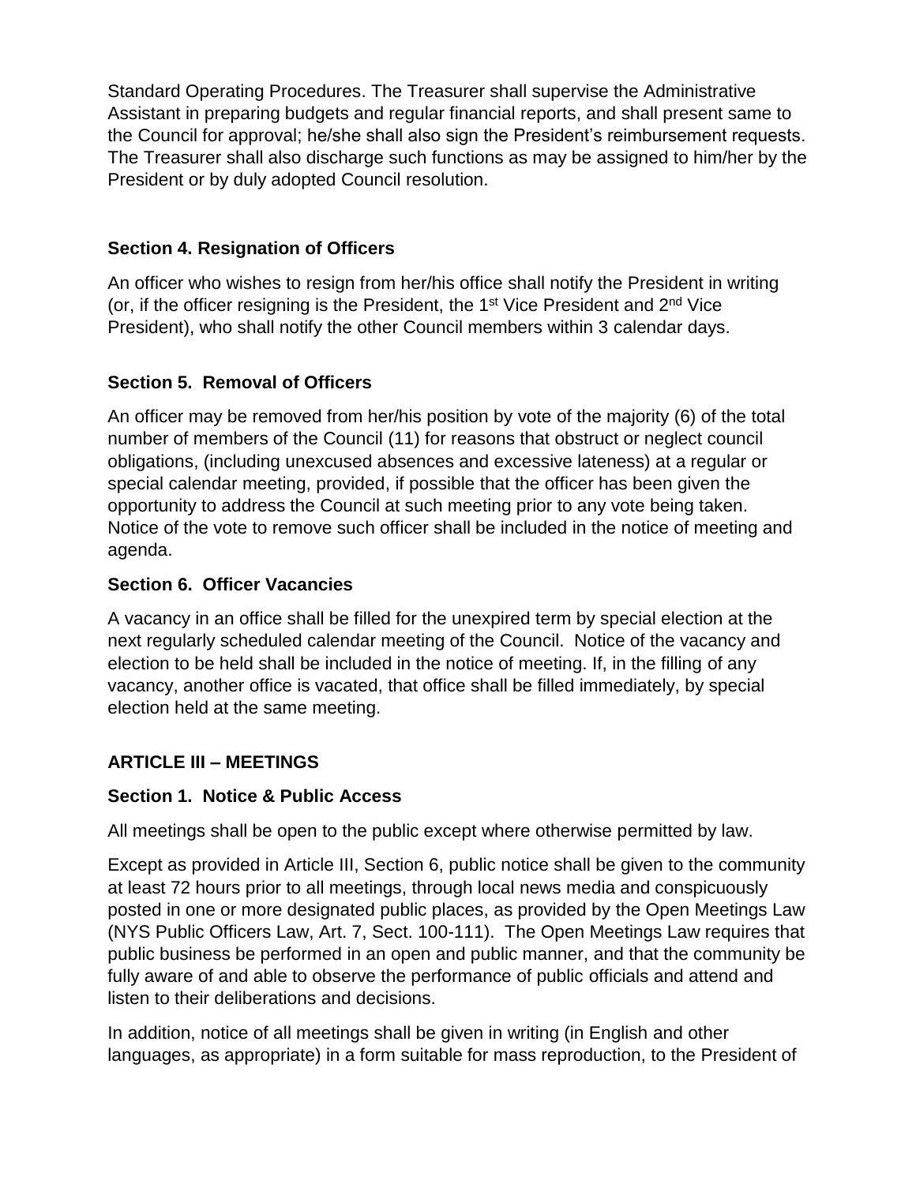Standard Operating Procedures. The Treasurer shall supervise the Administrative Assistant in preparing budgets and regular financial reports, and shall present same to the Council for approval; he/she shall also sign the President's reimbursement requests. The Treasurer shall also discharge such functions as may be assigned to him/her by the President or by duly adopted Council resolution.

### Section 4. Resignation of Officers

An officer who wishes to resign from her/his office shall notify the President in writing (or, if the officer resigning is the President, the 1st Vice President and 2nd Vice President), who shall notify the other Council members within 3 calendar days.

### Section 5. Removal of Officers

An officer may be removed from her/his position by vote of the majority (6) of the total number of members of the Council (11) for reasons that obstruct or neglect council obligations, (including unexcused absences and excessive lateness) at a regular or special calendar meeting, provided, if possible that the officer has been given the opportunity to address the Council at such meeting prior to any vote being taken. Notice of the vote to remove such officer shall be included in the notice of meeting and agenda.

### Section 6. Officer Vacancies

A vacancy in an office shall be filled for the unexpired term by special election at the next regularly scheduled calendar meeting of the Council. Notice of the vacancy and election to be held shall be included in the notice of meeting. If, in the filling of any vacancy, another office is vacated, that office shall be filled immediately, by special election held at the same meeting.

## ARTICLE III – MEETINGS

### Section 1. Notice & Public Access

All meetings shall be open to the public except where otherwise permitted by law.

Except as provided in Article III, Section 6, public notice shall be given to the community at least 72 hours prior to all meetings, through local news media and conspicuously posted in one or more designated public places, as provided by the Open Meetings Law (NYS Public Officers Law, Art. 7, Sect. 100-111). The Open Meetings Law requires that public business be performed in an open and public manner, and that the community be fully aware of and able to observe the performance of public officials and attend and listen to their deliberations and decisions.

In addition, notice of all meetings shall be given in writing (in English and other languages, as appropriate) in a form suitable for mass reproduction, to the President of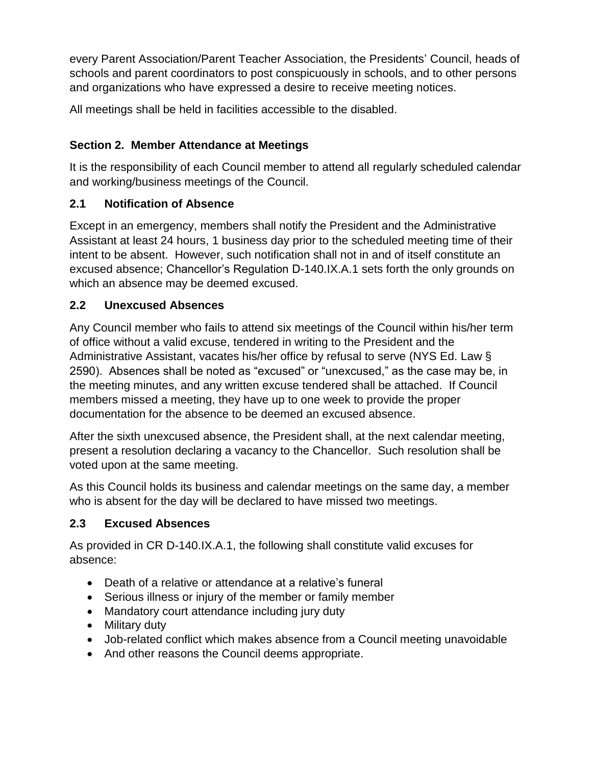every Parent Association/Parent Teacher Association, the Presidents' Council, heads of schools and parent coordinators to post conspicuously in schools, and to other persons and organizations who have expressed a desire to receive meeting notices.

All meetings shall be held in facilities accessible to the disabled.

### Section 2. Member Attendance at Meetings

It is the responsibility of each Council member to attend all regularly scheduled calendar and working/business meetings of the Council.

#### 2.1 Notification of Absence

Except in an emergency, members shall notify the President and the Administrative Assistant at least 24 hours, 1 business day prior to the scheduled meeting time of their intent to be absent. However, such notification shall not in and of itself constitute an excused absence; Chancellor's Regulation D-140.IX.A.1 sets forth the only grounds on which an absence may be deemed excused.

#### 2.2 Unexcused Absences

Any Council member who fails to attend six meetings of the Council within his/her term of office without a valid excuse, tendered in writing to the President and the Administrative Assistant, vacates his/her office by refusal to serve (NYS Ed. Law § 2590). Absences shall be noted as "excused" or "unexcused," as the case may be, in the meeting minutes, and any written excuse tendered shall be attached. If Council members missed a meeting, they have up to one week to provide the proper documentation for the absence to be deemed an excused absence.

After the sixth unexcused absence, the President shall, at the next calendar meeting, present a resolution declaring a vacancy to the Chancellor. Such resolution shall be voted upon at the same meeting.

As this Council holds its business and calendar meetings on the same day, a member who is absent for the day will be declared to have missed two meetings.

#### 2.3 Excused Absences

As provided in CR D-140.IX.A.1, the following shall constitute valid excuses for absence:

- Death of a relative or attendance at a relative's funeral
- Serious illness or injury of the member or family member
- Mandatory court attendance including jury duty
- Military duty
- Job-related conflict which makes absence from a Council meeting unavoidable
- And other reasons the Council deems appropriate.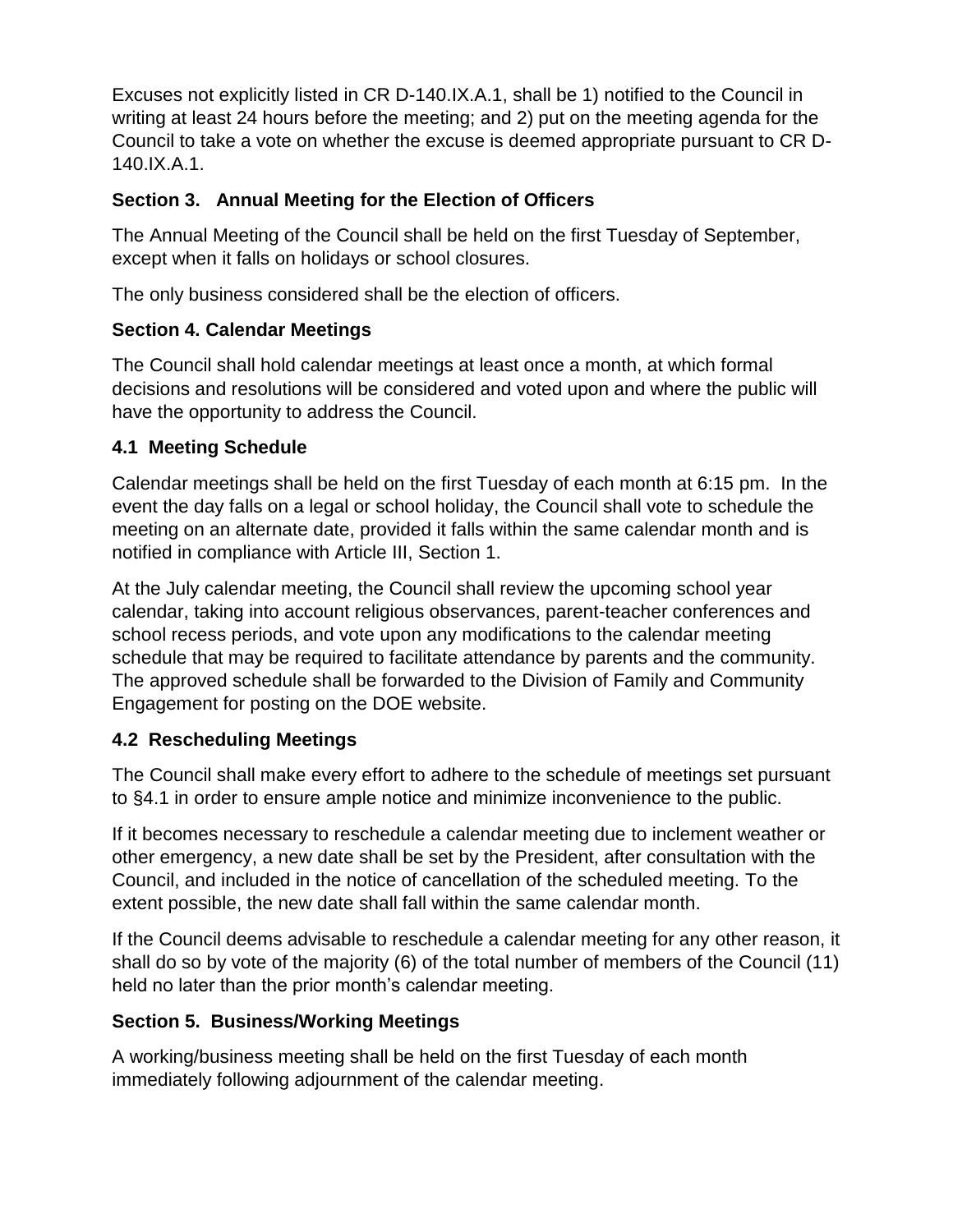Excuses not explicitly listed in CR D-140.IX.A.1, shall be 1) notified to the Council in writing at least 24 hours before the meeting; and 2) put on the meeting agenda for the Council to take a vote on whether the excuse is deemed appropriate pursuant to CR D-140.IX.A.1.

### Section 3. Annual Meeting for the Election of Officers

The Annual Meeting of the Council shall be held on the first Tuesday of September, except when it falls on holidays or school closures.

The only business considered shall be the election of officers.

### Section 4. Calendar Meetings

The Council shall hold calendar meetings at least once a month, at which formal decisions and resolutions will be considered and voted upon and where the public will have the opportunity to address the Council.

#### 4.1 Meeting Schedule

Calendar meetings shall be held on the first Tuesday of each month at 6:15 pm. In the event the day falls on a legal or school holiday, the Council shall vote to schedule the meeting on an alternate date, provided it falls within the same calendar month and is notified in compliance with Article III, Section 1.

At the July calendar meeting, the Council shall review the upcoming school year calendar, taking into account religious observances, parent-teacher conferences and school recess periods, and vote upon any modifications to the calendar meeting schedule that may be required to facilitate attendance by parents and the community. The approved schedule shall be forwarded to the Division of Family and Community Engagement for posting on the DOE website.

#### 4.2 Rescheduling Meetings

The Council shall make every effort to adhere to the schedule of meetings set pursuant to §4.1 in order to ensure ample notice and minimize inconvenience to the public.

If it becomes necessary to reschedule a calendar meeting due to inclement weather or other emergency, a new date shall be set by the President, after consultation with the Council, and included in the notice of cancellation of the scheduled meeting. To the extent possible, the new date shall fall within the same calendar month.

If the Council deems advisable to reschedule a calendar meeting for any other reason, it shall do so by vote of the majority (6) of the total number of members of the Council (11) held no later than the prior month's calendar meeting.

### Section 5. Business/Working Meetings

A working/business meeting shall be held on the first Tuesday of each month immediately following adjournment of the calendar meeting.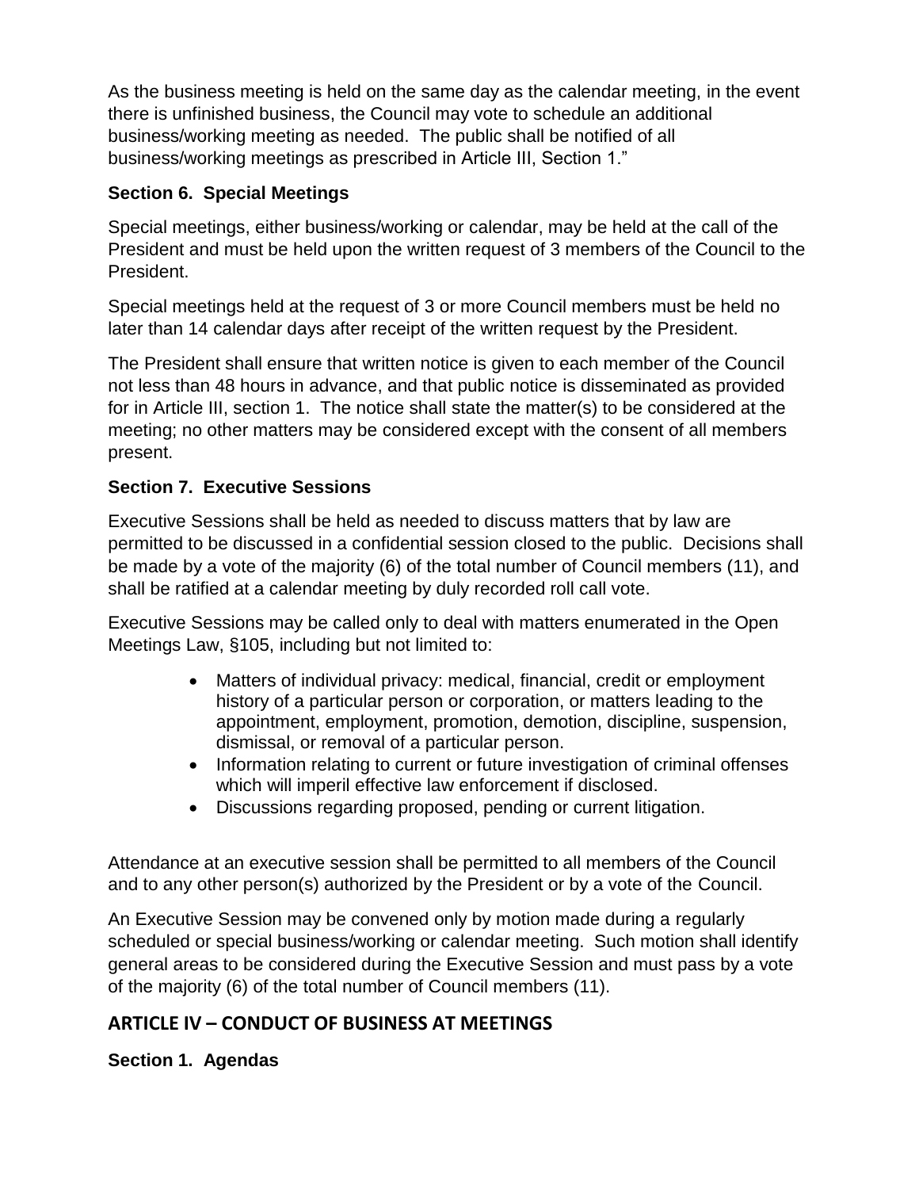As the business meeting is held on the same day as the calendar meeting, in the event there is unfinished business, the Council may vote to schedule an additional business/working meeting as needed. The public shall be notified of all business/working meetings as prescribed in Article III, Section 1."

### Section 6. Special Meetings

Special meetings, either business/working or calendar, may be held at the call of the President and must be held upon the written request of 3 members of the Council to the President.

Special meetings held at the request of 3 or more Council members must be held no later than 14 calendar days after receipt of the written request by the President.

The President shall ensure that written notice is given to each member of the Council not less than 48 hours in advance, and that public notice is disseminated as provided for in Article III, section 1. The notice shall state the matter(s) to be considered at the meeting; no other matters may be considered except with the consent of all members present.

### Section 7. Executive Sessions

Executive Sessions shall be held as needed to discuss matters that by law are permitted to be discussed in a confidential session closed to the public. Decisions shall be made by a vote of the majority (6) of the total number of Council members (11), and shall be ratified at a calendar meeting by duly recorded roll call vote.

Executive Sessions may be called only to deal with matters enumerated in the Open Meetings Law, §105, including but not limited to:

- Matters of individual privacy: medical, financial, credit or employment history of a particular person or corporation, or matters leading to the appointment, employment, promotion, demotion, discipline, suspension, dismissal, or removal of a particular person.
- Information relating to current or future investigation of criminal offenses which will imperil effective law enforcement if disclosed.
- Discussions regarding proposed, pending or current litigation.

Attendance at an executive session shall be permitted to all members of the Council and to any other person(s) authorized by the President or by a vote of the Council.

An Executive Session may be convened only by motion made during a regularly scheduled or special business/working or calendar meeting. Such motion shall identify general areas to be considered during the Executive Session and must pass by a vote of the majority (6) of the total number of Council members (11).

## ARTICLE IV – CONDUCT OF BUSINESS AT MEETINGS

### Section 1. Agendas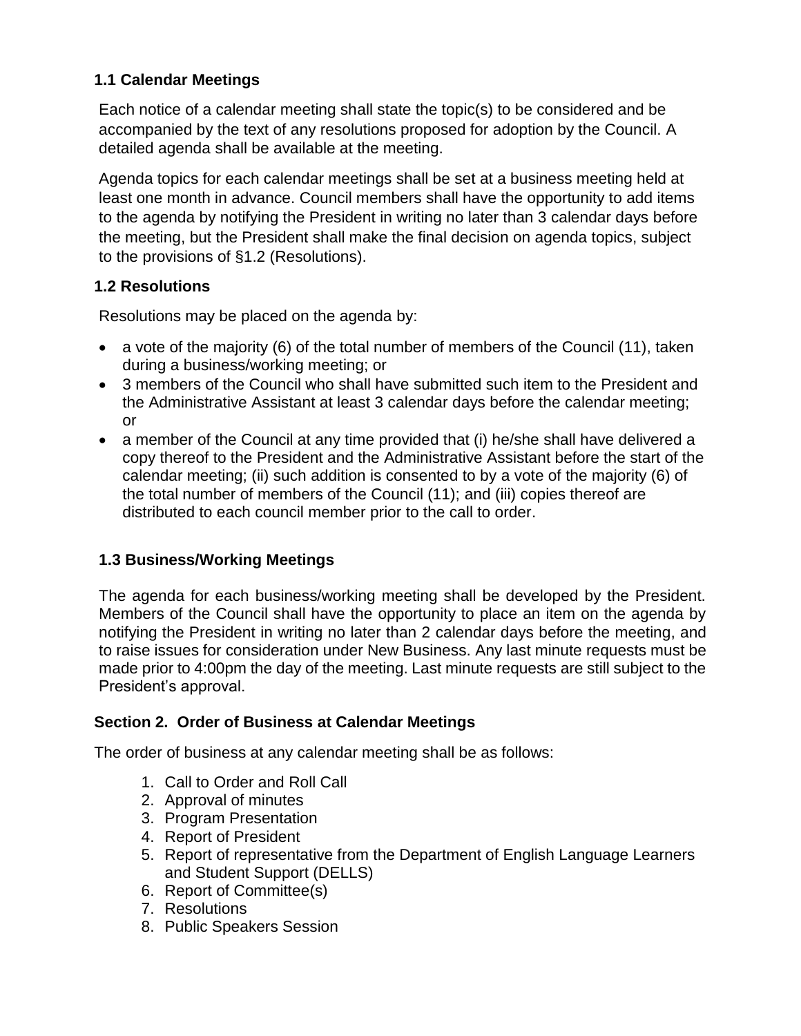### 1.1 Calendar Meetings

Each notice of a calendar meeting shall state the topic(s) to be considered and be accompanied by the text of any resolutions proposed for adoption by the Council. A detailed agenda shall be available at the meeting.

Agenda topics for each calendar meetings shall be set at a business meeting held at least one month in advance. Council members shall have the opportunity to add items to the agenda by notifying the President in writing no later than 3 calendar days before the meeting, but the President shall make the final decision on agenda topics, subject to the provisions of §1.2 (Resolutions).

### 1.2 Resolutions

Resolutions may be placed on the agenda by:

- a vote of the majority (6) of the total number of members of the Council (11), taken during a business/working meeting; or
- 3 members of the Council who shall have submitted such item to the President and the Administrative Assistant at least 3 calendar days before the calendar meeting; or
- a member of the Council at any time provided that (i) he/she shall have delivered a copy thereof to the President and the Administrative Assistant before the start of the calendar meeting; (ii) such addition is consented to by a vote of the majority (6) of the total number of members of the Council (11); and (iii) copies thereof are distributed to each council member prior to the call to order.

### 1.3 Business/Working Meetings

The agenda for each business/working meeting shall be developed by the President. Members of the Council shall have the opportunity to place an item on the agenda by notifying the President in writing no later than 2 calendar days before the meeting, and to raise issues for consideration under New Business. Any last minute requests must be made prior to 4:00pm the day of the meeting. Last minute requests are still subject to the President's approval.

## Section 2. Order of Business at Calendar Meetings

The order of business at any calendar meeting shall be as follows:

1. Call to Order and Roll Call
2. Approval of minutes
3. Program Presentation
4. Report of President
5. Report of representative from the Department of English Language Learners and Student Support (DELLS)
6. Report of Committee(s)
7. Resolutions
8. Public Speakers Session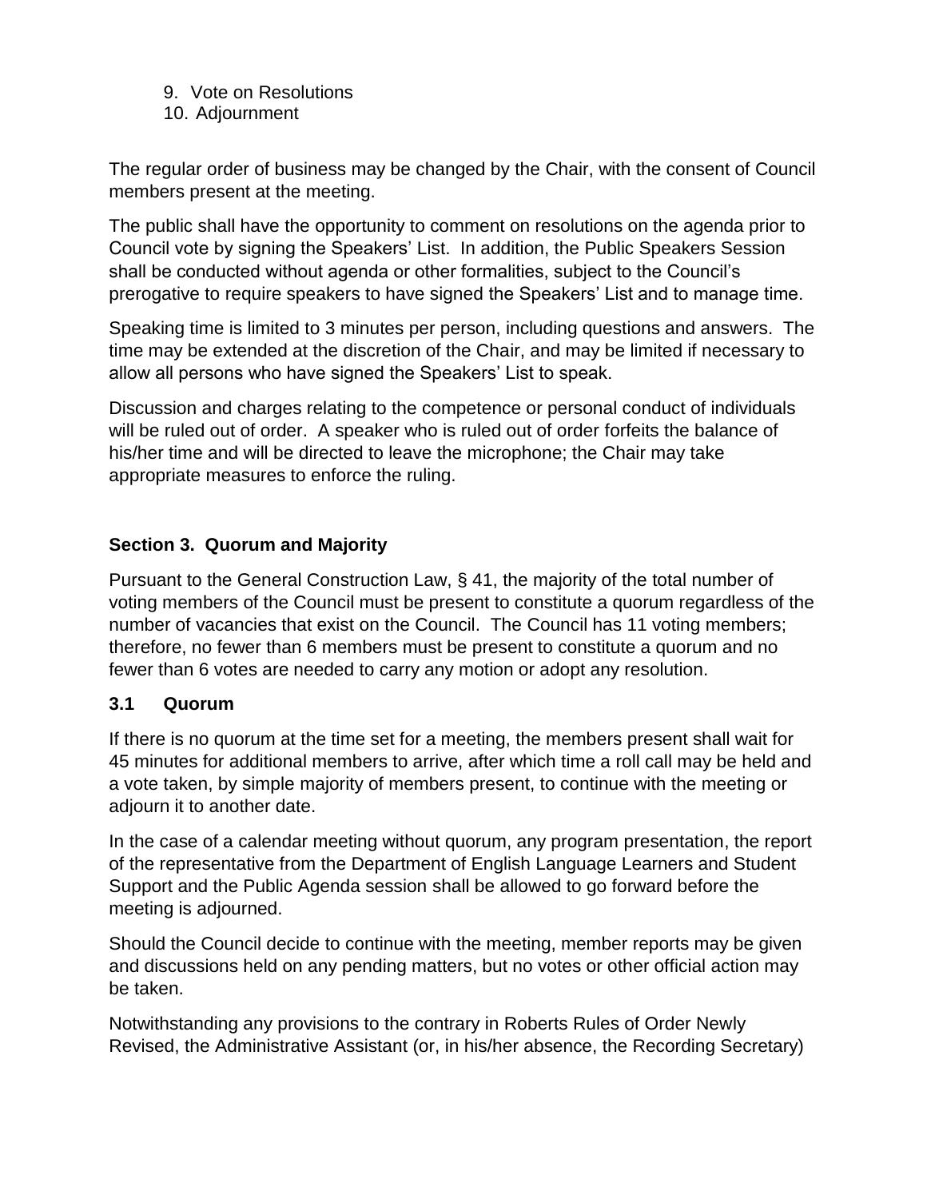9. Vote on Resolutions
10. Adjournment

The regular order of business may be changed by the Chair, with the consent of Council members present at the meeting.

The public shall have the opportunity to comment on resolutions on the agenda prior to Council vote by signing the Speakers' List. In addition, the Public Speakers Session shall be conducted without agenda or other formalities, subject to the Council's prerogative to require speakers to have signed the Speakers' List and to manage time.

Speaking time is limited to 3 minutes per person, including questions and answers. The time may be extended at the discretion of the Chair, and may be limited if necessary to allow all persons who have signed the Speakers' List to speak.

Discussion and charges relating to the competence or personal conduct of individuals will be ruled out of order. A speaker who is ruled out of order forfeits the balance of his/her time and will be directed to leave the microphone; the Chair may take appropriate measures to enforce the ruling.

### Section 3. Quorum and Majority

Pursuant to the General Construction Law, § 41, the majority of the total number of voting members of the Council must be present to constitute a quorum regardless of the number of vacancies that exist on the Council. The Council has 11 voting members; therefore, no fewer than 6 members must be present to constitute a quorum and no fewer than 6 votes are needed to carry any motion or adopt any resolution.

### 3.1 Quorum

If there is no quorum at the time set for a meeting, the members present shall wait for 45 minutes for additional members to arrive, after which time a roll call may be held and a vote taken, by simple majority of members present, to continue with the meeting or adjourn it to another date.

In the case of a calendar meeting without quorum, any program presentation, the report of the representative from the Department of English Language Learners and Student Support and the Public Agenda session shall be allowed to go forward before the meeting is adjourned.

Should the Council decide to continue with the meeting, member reports may be given and discussions held on any pending matters, but no votes or other official action may be taken.

Notwithstanding any provisions to the contrary in Roberts Rules of Order Newly Revised, the Administrative Assistant (or, in his/her absence, the Recording Secretary)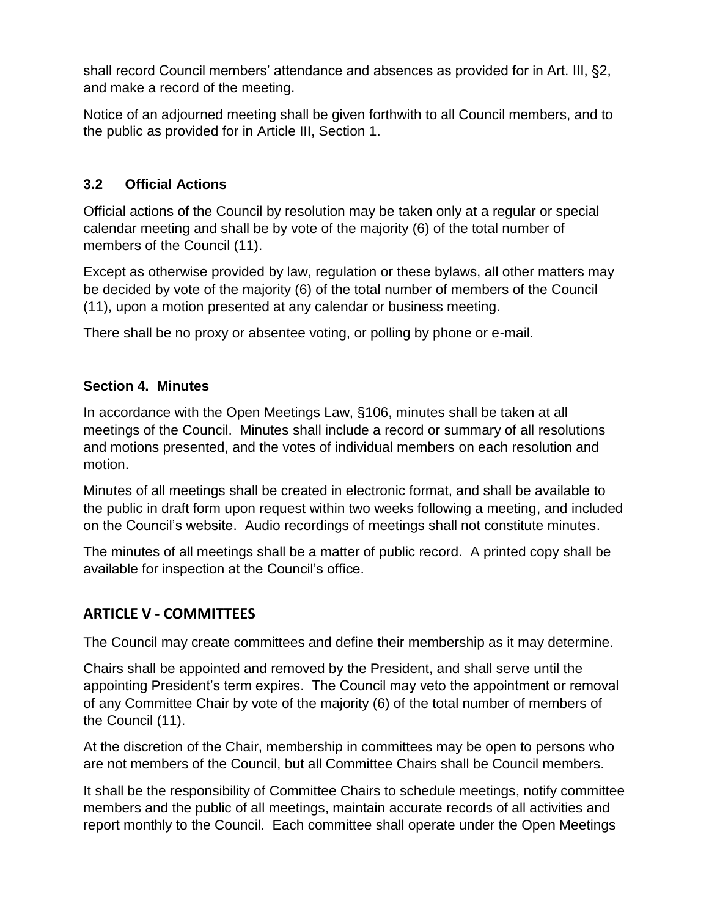shall record Council members' attendance and absences as provided for in Art. III, §2, and make a record of the meeting.

Notice of an adjourned meeting shall be given forthwith to all Council members, and to the public as provided for in Article III, Section 1.

### 3.2 Official Actions

Official actions of the Council by resolution may be taken only at a regular or special calendar meeting and shall be by vote of the majority (6) of the total number of members of the Council (11).

Except as otherwise provided by law, regulation or these bylaws, all other matters may be decided by vote of the majority (6) of the total number of members of the Council (11), upon a motion presented at any calendar or business meeting.

There shall be no proxy or absentee voting, or polling by phone or e-mail.

### Section 4. Minutes

In accordance with the Open Meetings Law, §106, minutes shall be taken at all meetings of the Council. Minutes shall include a record or summary of all resolutions and motions presented, and the votes of individual members on each resolution and motion.

Minutes of all meetings shall be created in electronic format, and shall be available to the public in draft form upon request within two weeks following a meeting, and included on the Council's website. Audio recordings of meetings shall not constitute minutes.

The minutes of all meetings shall be a matter of public record. A printed copy shall be available for inspection at the Council's office.

## ARTICLE V - COMMITTEES

The Council may create committees and define their membership as it may determine.

Chairs shall be appointed and removed by the President, and shall serve until the appointing President's term expires. The Council may veto the appointment or removal of any Committee Chair by vote of the majority (6) of the total number of members of the Council (11).

At the discretion of the Chair, membership in committees may be open to persons who are not members of the Council, but all Committee Chairs shall be Council members.

It shall be the responsibility of Committee Chairs to schedule meetings, notify committee members and the public of all meetings, maintain accurate records of all activities and report monthly to the Council. Each committee shall operate under the Open Meetings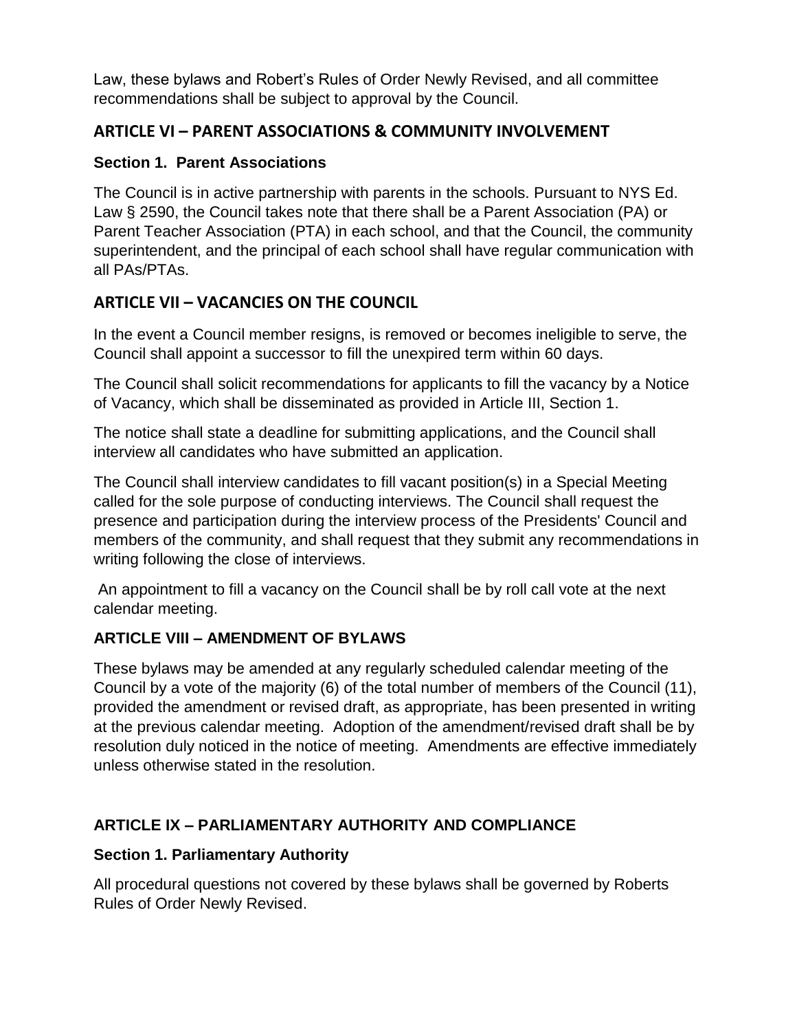Law, these bylaws and Robert's Rules of Order Newly Revised, and all committee recommendations shall be subject to approval by the Council.

## ARTICLE VI – PARENT ASSOCIATIONS & COMMUNITY INVOLVEMENT

### Section 1. Parent Associations

The Council is in active partnership with parents in the schools. Pursuant to NYS Ed. Law § 2590, the Council takes note that there shall be a Parent Association (PA) or Parent Teacher Association (PTA) in each school, and that the Council, the community superintendent, and the principal of each school shall have regular communication with all PAs/PTAs.

## ARTICLE VII – VACANCIES ON THE COUNCIL

In the event a Council member resigns, is removed or becomes ineligible to serve, the Council shall appoint a successor to fill the unexpired term within 60 days.

The Council shall solicit recommendations for applicants to fill the vacancy by a Notice of Vacancy, which shall be disseminated as provided in Article III, Section 1.

The notice shall state a deadline for submitting applications, and the Council shall interview all candidates who have submitted an application.

The Council shall interview candidates to fill vacant position(s) in a Special Meeting called for the sole purpose of conducting interviews. The Council shall request the presence and participation during the interview process of the Presidents' Council and members of the community, and shall request that they submit any recommendations in writing following the close of interviews.

An appointment to fill a vacancy on the Council shall be by roll call vote at the next calendar meeting.

## ARTICLE VIII – AMENDMENT OF BYLAWS

These bylaws may be amended at any regularly scheduled calendar meeting of the Council by a vote of the majority (6) of the total number of members of the Council (11), provided the amendment or revised draft, as appropriate, has been presented in writing at the previous calendar meeting. Adoption of the amendment/revised draft shall be by resolution duly noticed in the notice of meeting. Amendments are effective immediately unless otherwise stated in the resolution.

## ARTICLE IX – PARLIAMENTARY AUTHORITY AND COMPLIANCE

### Section 1. Parliamentary Authority

All procedural questions not covered by these bylaws shall be governed by Roberts Rules of Order Newly Revised.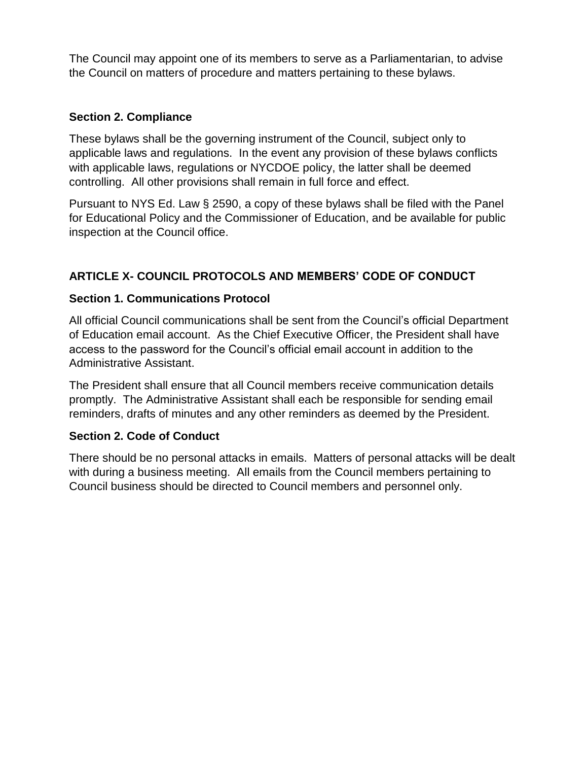The Council may appoint one of its members to serve as a Parliamentarian, to advise the Council on matters of procedure and matters pertaining to these bylaws.

**Section 2. Compliance**

These bylaws shall be the governing instrument of the Council, subject only to applicable laws and regulations. In the event any provision of these bylaws conflicts with applicable laws, regulations or NYCDOE policy, the latter shall be deemed controlling. All other provisions shall remain in full force and effect.

Pursuant to NYS Ed. Law § 2590, a copy of these bylaws shall be filed with the Panel for Educational Policy and the Commissioner of Education, and be available for public inspection at the Council office.

## ARTICLE X- COUNCIL PROTOCOLS AND MEMBERS' CODE OF CONDUCT

**Section 1. Communications Protocol**

All official Council communications shall be sent from the Council's official Department of Education email account. As the Chief Executive Officer, the President shall have access to the password for the Council's official email account in addition to the Administrative Assistant.

The President shall ensure that all Council members receive communication details promptly. The Administrative Assistant shall each be responsible for sending email reminders, drafts of minutes and any other reminders as deemed by the President.

**Section 2. Code of Conduct**

There should be no personal attacks in emails. Matters of personal attacks will be dealt with during a business meeting. All emails from the Council members pertaining to Council business should be directed to Council members and personnel only.